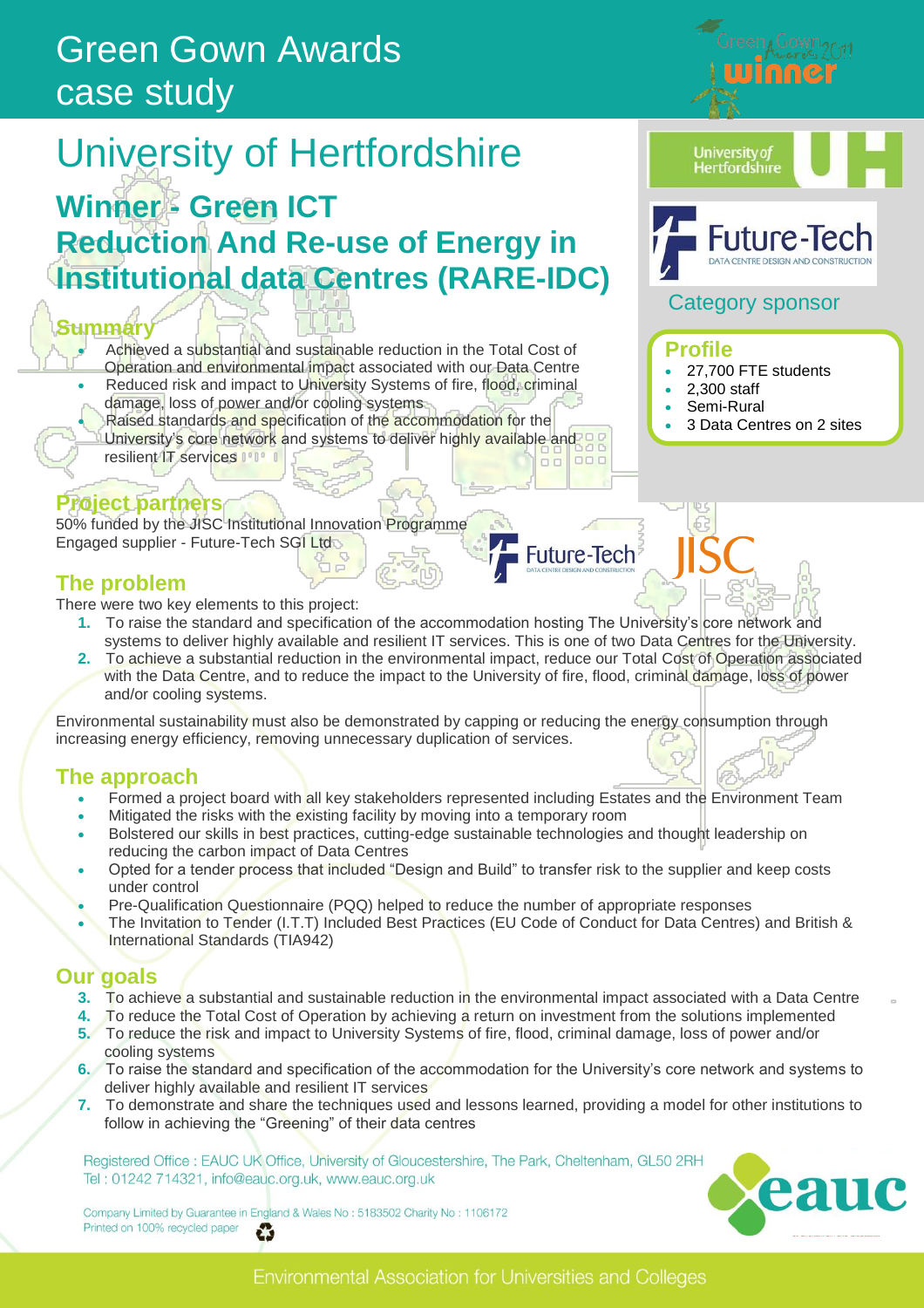# Green Gown Awards case study

# University of Hertfordshire

## Winner - Green ICT

## Reduction And Re-use of Energy in Institutional data Centres (RARE-IDC)

Category sponsor: Future-Tech Data Centre Design and Construction

### Profile

- 27,700 FTE students
- 2,300 staff
- Semi-Rural
- 3 Data Centres on 2 sites

### Summary

- Achieved a substantial and sustainable reduction in the Total Cost of Operation and environmental impact associated with our Data Centre
- Reduced risk and impact to University Systems of fire, flood, criminal damage, loss of power and/or cooling systems
- Raised standards and specification of the accommodation for the University's core network and systems to deliver highly available and resilient IT services

### Project partners

50% funded by the JISC Institutional Innovation Programme
Engaged supplier - Future-Tech SGI Ltd

### The problem

There were two key elements to this project:

1. To raise the standard and specification of the accommodation hosting The University's core network and systems to deliver highly available and resilient IT services. This is one of two Data Centres for the University.
2. To achieve a substantial reduction in the environmental impact, reduce our Total Cost of Operation associated with the Data Centre, and to reduce the impact to the University of fire, flood, criminal damage, loss of power and/or cooling systems.

Environmental sustainability must also be demonstrated by capping or reducing the energy consumption through increasing energy efficiency, removing unnecessary duplication of services.

### The approach

- Formed a project board with all key stakeholders represented including Estates and the Environment Team
- Mitigated the risks with the existing facility by moving into a temporary room
- Bolstered our skills in best practices, cutting-edge sustainable technologies and thought leadership on reducing the carbon impact of Data Centres
- Opted for a tender process that included "Design and Build" to transfer risk to the supplier and keep costs under control
- Pre-Qualification Questionnaire (PQQ) helped to reduce the number of appropriate responses
- The Invitation to Tender (I.T.T) Included Best Practices (EU Code of Conduct for Data Centres) and British & International Standards (TIA942)

### Our goals

3. To achieve a substantial and sustainable reduction in the environmental impact associated with a Data Centre
4. To reduce the Total Cost of Operation by achieving a return on investment from the solutions implemented
5. To reduce the risk and impact to University Systems of fire, flood, criminal damage, loss of power and/or cooling systems
6. To raise the standard and specification of the accommodation for the University's core network and systems to deliver highly available and resilient IT services
7. To demonstrate and share the techniques used and lessons learned, providing a model for other institutions to follow in achieving the "Greening" of their data centres

Registered Office : EAUC UK Office, University of Gloucestershire, The Park, Cheltenham, GL50 2RH
Tel : 01242 714321, info@eauc.org.uk, www.eauc.org.uk

Company Limited by Guarantee in England & Wales No : 5183502 Charity No : 1106172
Printed on 100% recycled paper

Environmental Association for Universities and Colleges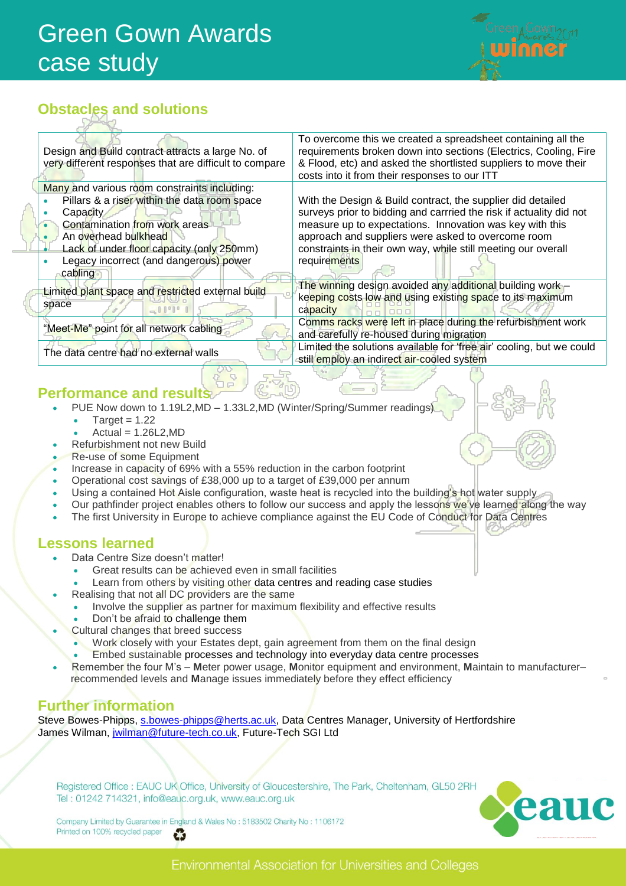# Green Gown Awards case study

## Obstacles and solutions

| | |
|---|---|
| Design and Build contract attracts a large No. of very different responses that are difficult to compare | To overcome this we created a spreadsheet containing all the requirements broken down into sections (Electrics, Cooling, Fire & Flood, etc) and asked the shortlisted suppliers to move their costs into it from their responses to our ITT |
| Many and various room constraints including: <br>• Pillars & a riser within the data room space <br>• Capacity <br>• Contamination from work areas <br>• An overhead bulkhead <br>• Lack of under floor capacity (only 250mm) <br>• Legacy incorrect (and dangerous) power cabling | With the Design & Build contract, the supplier did detailed surveys prior to bidding and carrried the risk if actuality did not measure up to expectations. Innovation was key with this approach and suppliers were asked to overcome room constraints in their own way, while still meeting our overall requirements |
| Limited plant space and restricted external build space | The winning design avoided any additional building work – keeping costs low and using existing space to its maximum capacity |
| "Meet-Me" point for all network cabling | Comms racks were left in place during the refurbishment work and carefully re-housed during migration |
| The data centre had no external walls | Limited the solutions available for 'free air' cooling, but we could still employ an indirect air-cooled system |

## Performance and results

- PUE Now down to 1.19L2,MD – 1.33L2,MD (Winter/Spring/Summer readings)
  - Target = 1.22
  - Actual = 1.26L2,MD
- Refurbishment not new Build
- Re-use of some Equipment
- Increase in capacity of 69% with a 55% reduction in the carbon footprint
- Operational cost savings of £38,000 up to a target of £39,000 per annum
- Using a contained Hot Aisle configuration, waste heat is recycled into the building's hot water supply
- Our pathfinder project enables others to follow our success and apply the lessons we've learned along the way
- The first University in Europe to achieve compliance against the EU Code of Conduct for Data Centres

## Lessons learned

- Data Centre Size doesn't matter!
  - Great results can be achieved even in small facilities
  - Learn from others by visiting other data centres and reading case studies
- Realising that not all DC providers are the same
  - Involve the supplier as partner for maximum flexibility and effective results
  - Don't be afraid to challenge them
- Cultural changes that breed success
  - Work closely with your Estates dept, gain agreement from them on the final design
  - Embed sustainable processes and technology into everyday data centre processes
- Remember the four M's – **M**eter power usage, **M**onitor equipment and environment, **M**aintain to manufacturer–recommended levels and **M**anage issues immediately before they effect efficiency

## Further information

Steve Bowes-Phipps, s.bowes-phipps@herts.ac.uk, Data Centres Manager, University of Hertfordshire
James Wilman, jwilman@future-tech.co.uk, Future-Tech SGI Ltd

Registered Office : EAUC UK Office, University of Gloucestershire, The Park, Cheltenham, GL50 2RH
Tel : 01242 714321, info@eauc.org.uk, www.eauc.org.uk

Company Limited by Guarantee in England & Wales No : 5183502 Charity No : 1106172
Printed on 100% recycled paper

Environmental Association for Universities and Colleges